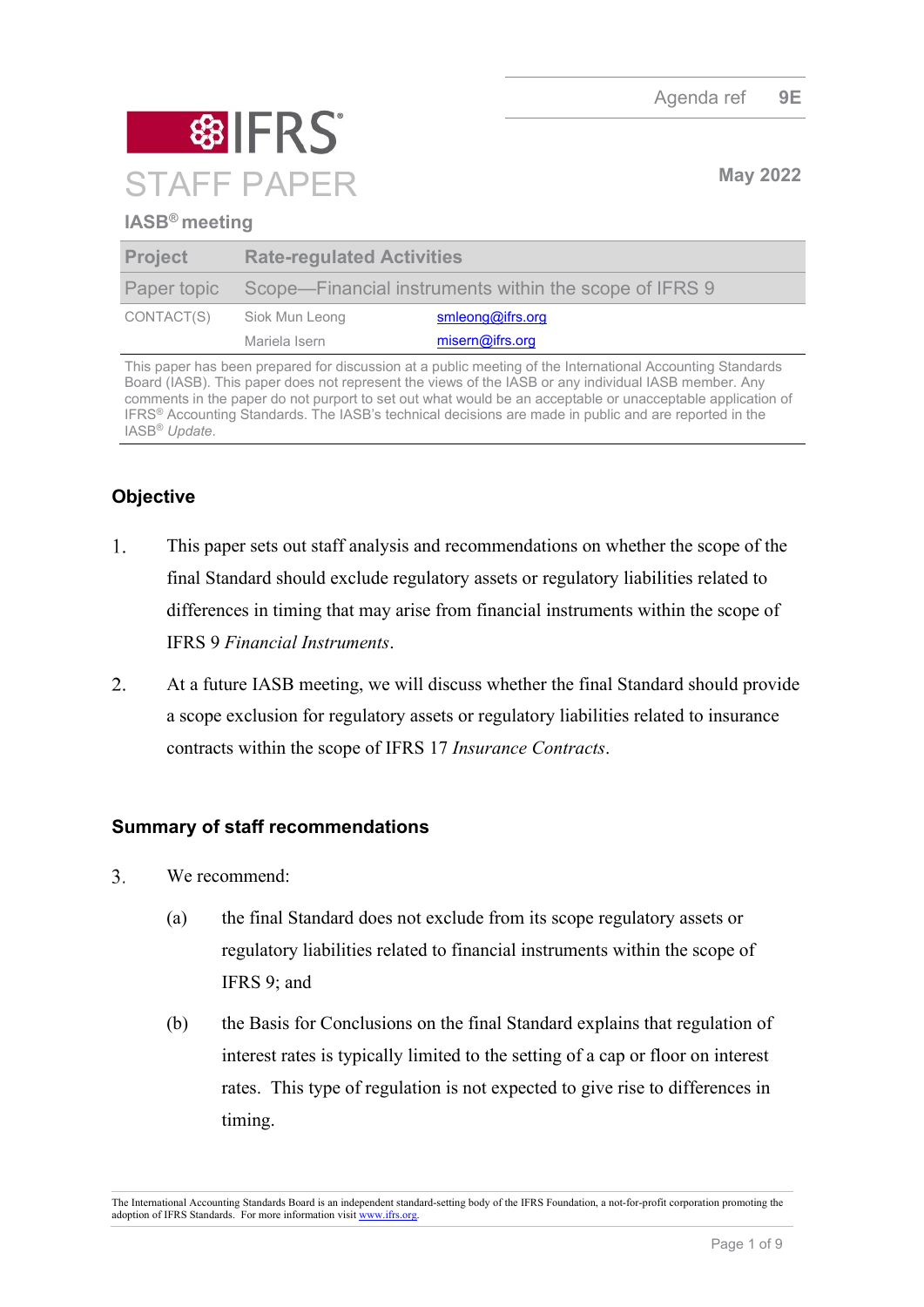Agenda ref 9E

# STAFF PAPER

May 2022

**IASB® meeting**

| Project | Rate-regulated Activities |
| --- | --- |
| Paper topic | Scope—Financial instruments within the scope of IFRS 9 |
| CONTACT(S) | Siok Mun Leong smleong@ifrs.org |
| | Mariela Isern misern@ifrs.org |

This paper has been prepared for discussion at a public meeting of the International Accounting Standards Board (IASB). This paper does not represent the views of the IASB or any individual IASB member. Any comments in the paper do not purport to set out what would be an acceptable or unacceptable application of IFRS® Accounting Standards. The IASB's technical decisions are made in public and are reported in the IASB® *Update*.

## Objective

1. This paper sets out staff analysis and recommendations on whether the scope of the final Standard should exclude regulatory assets or regulatory liabilities related to differences in timing that may arise from financial instruments within the scope of IFRS 9 *Financial Instruments*.

2. At a future IASB meeting, we will discuss whether the final Standard should provide a scope exclusion for regulatory assets or regulatory liabilities related to insurance contracts within the scope of IFRS 17 *Insurance Contracts*.

## Summary of staff recommendations

3. We recommend:

   (a) the final Standard does not exclude from its scope regulatory assets or regulatory liabilities related to financial instruments within the scope of IFRS 9; and

   (b) the Basis for Conclusions on the final Standard explains that regulation of interest rates is typically limited to the setting of a cap or floor on interest rates. This type of regulation is not expected to give rise to differences in timing.

The International Accounting Standards Board is an independent standard-setting body of the IFRS Foundation, a not-for-profit corporation promoting the adoption of IFRS Standards. For more information visit www.ifrs.org.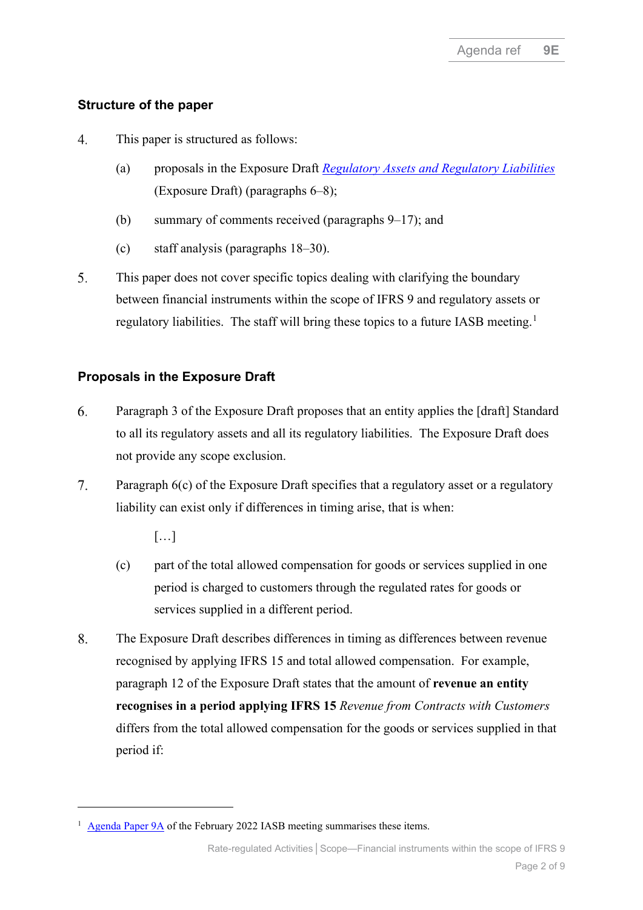## Structure of the paper

4. This paper is structured as follows:

   (a) proposals in the Exposure Draft *Regulatory Assets and Regulatory Liabilities* (Exposure Draft) (paragraphs 6–8);

   (b) summary of comments received (paragraphs 9–17); and

   (c) staff analysis (paragraphs 18–30).

5. This paper does not cover specific topics dealing with clarifying the boundary between financial instruments within the scope of IFRS 9 and regulatory assets or regulatory liabilities. The staff will bring these topics to a future IASB meeting.[1]

## Proposals in the Exposure Draft

6. Paragraph 3 of the Exposure Draft proposes that an entity applies the [draft] Standard to all its regulatory assets and all its regulatory liabilities. The Exposure Draft does not provide any scope exclusion.

7. Paragraph 6(c) of the Exposure Draft specifies that a regulatory asset or a regulatory liability can exist only if differences in timing arise, that is when:

   […]

   (c) part of the total allowed compensation for goods or services supplied in one period is charged to customers through the regulated rates for goods or services supplied in a different period.

8. The Exposure Draft describes differences in timing as differences between revenue recognised by applying IFRS 15 and total allowed compensation. For example, paragraph 12 of the Exposure Draft states that the amount of **revenue an entity recognises in a period applying IFRS 15** *Revenue from Contracts with Customers* differs from the total allowed compensation for the goods or services supplied in that period if:

---

[1] Agenda Paper 9A of the February 2022 IASB meeting summarises these items.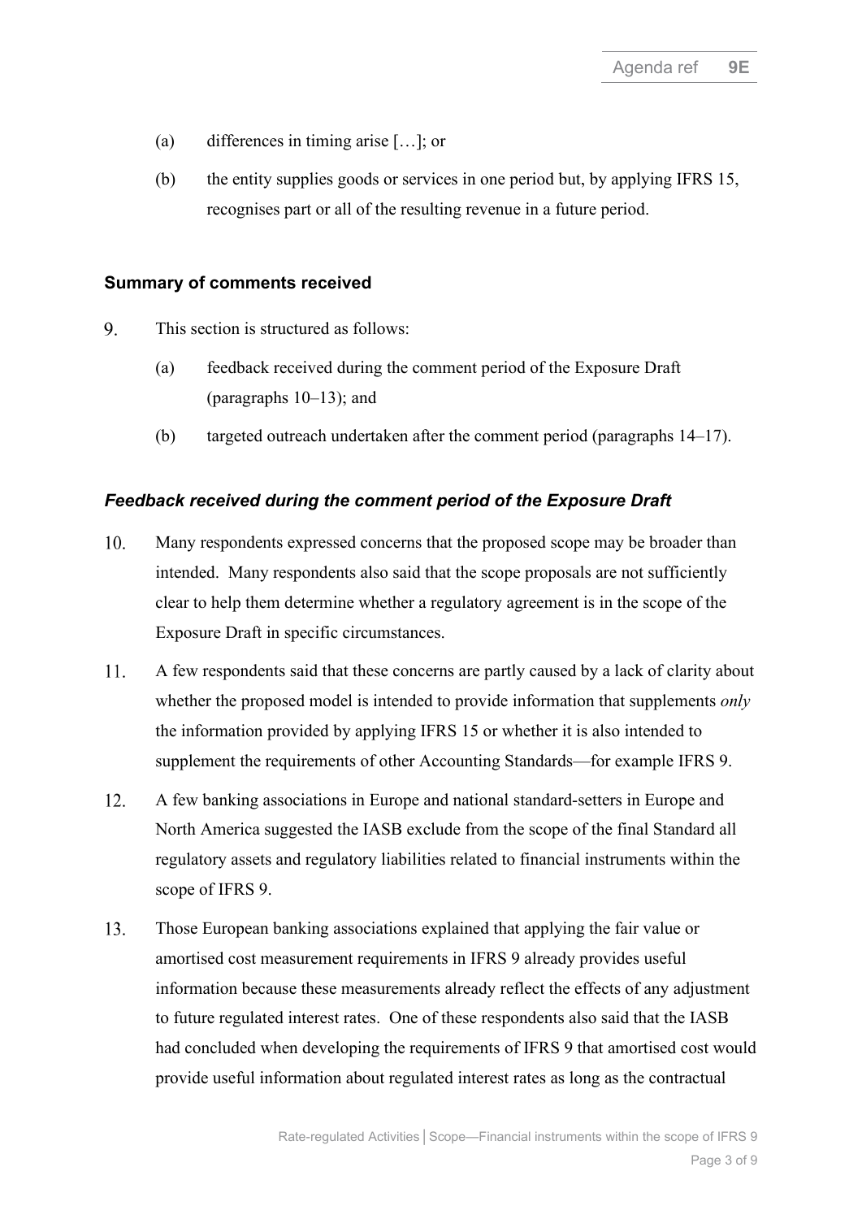(a) differences in timing arise […]; or

(b) the entity supplies goods or services in one period but, by applying IFRS 15, recognises part or all of the resulting revenue in a future period.

## Summary of comments received

9. This section is structured as follows:

   (a) feedback received during the comment period of the Exposure Draft (paragraphs 10–13); and

   (b) targeted outreach undertaken after the comment period (paragraphs 14–17).

### *Feedback received during the comment period of the Exposure Draft*

10. Many respondents expressed concerns that the proposed scope may be broader than intended. Many respondents also said that the scope proposals are not sufficiently clear to help them determine whether a regulatory agreement is in the scope of the Exposure Draft in specific circumstances.

11. A few respondents said that these concerns are partly caused by a lack of clarity about whether the proposed model is intended to provide information that supplements *only* the information provided by applying IFRS 15 or whether it is also intended to supplement the requirements of other Accounting Standards—for example IFRS 9.

12. A few banking associations in Europe and national standard-setters in Europe and North America suggested the IASB exclude from the scope of the final Standard all regulatory assets and regulatory liabilities related to financial instruments within the scope of IFRS 9.

13. Those European banking associations explained that applying the fair value or amortised cost measurement requirements in IFRS 9 already provides useful information because these measurements already reflect the effects of any adjustment to future regulated interest rates. One of these respondents also said that the IASB had concluded when developing the requirements of IFRS 9 that amortised cost would provide useful information about regulated interest rates as long as the contractual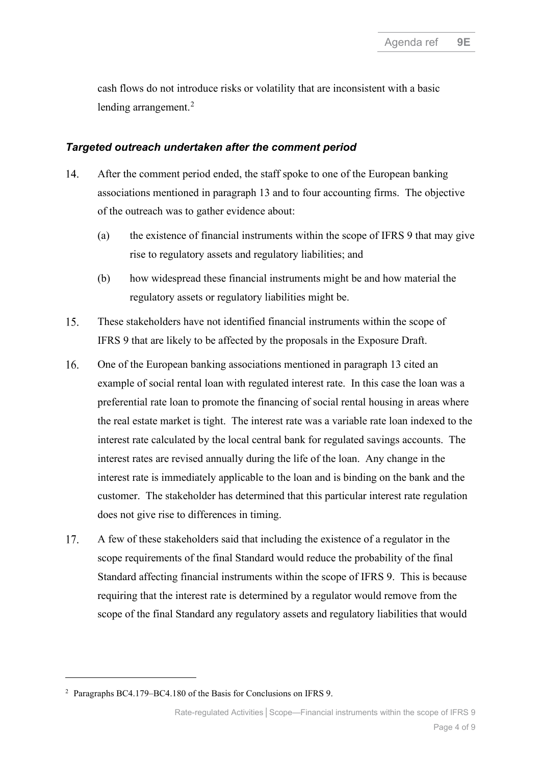cash flows do not introduce risks or volatility that are inconsistent with a basic lending arrangement.[2]

### *Targeted outreach undertaken after the comment period*

14. After the comment period ended, the staff spoke to one of the European banking associations mentioned in paragraph 13 and to four accounting firms. The objective of the outreach was to gather evidence about:

    (a) the existence of financial instruments within the scope of IFRS 9 that may give rise to regulatory assets and regulatory liabilities; and

    (b) how widespread these financial instruments might be and how material the regulatory assets or regulatory liabilities might be.

15. These stakeholders have not identified financial instruments within the scope of IFRS 9 that are likely to be affected by the proposals in the Exposure Draft.

16. One of the European banking associations mentioned in paragraph 13 cited an example of social rental loan with regulated interest rate. In this case the loan was a preferential rate loan to promote the financing of social rental housing in areas where the real estate market is tight. The interest rate was a variable rate loan indexed to the interest rate calculated by the local central bank for regulated savings accounts. The interest rates are revised annually during the life of the loan. Any change in the interest rate is immediately applicable to the loan and is binding on the bank and the customer. The stakeholder has determined that this particular interest rate regulation does not give rise to differences in timing.

17. A few of these stakeholders said that including the existence of a regulator in the scope requirements of the final Standard would reduce the probability of the final Standard affecting financial instruments within the scope of IFRS 9. This is because requiring that the interest rate is determined by a regulator would remove from the scope of the final Standard any regulatory assets and regulatory liabilities that would

---

[2] Paragraphs BC4.179–BC4.180 of the Basis for Conclusions on IFRS 9.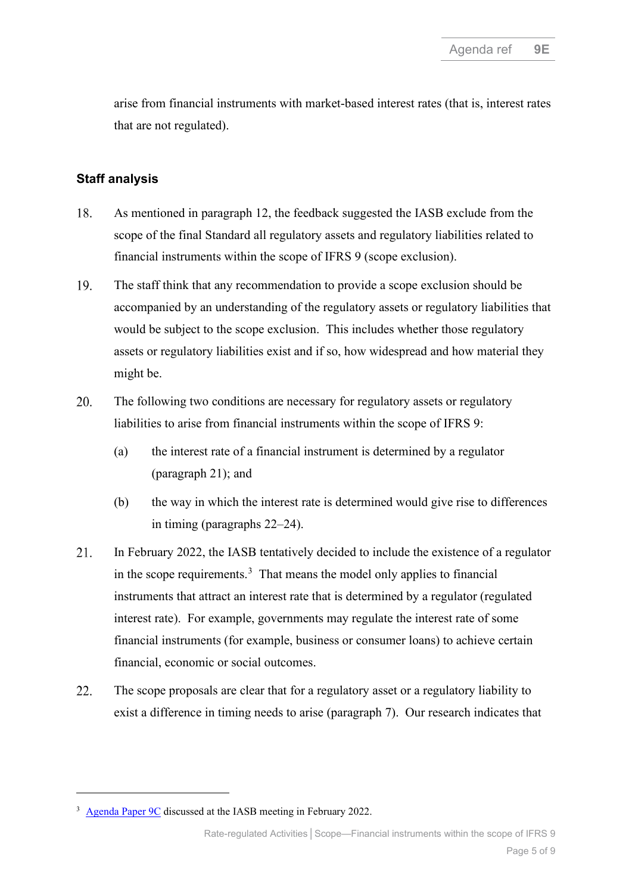arise from financial instruments with market-based interest rates (that is, interest rates that are not regulated).

## Staff analysis

18. As mentioned in paragraph 12, the feedback suggested the IASB exclude from the scope of the final Standard all regulatory assets and regulatory liabilities related to financial instruments within the scope of IFRS 9 (scope exclusion).

19. The staff think that any recommendation to provide a scope exclusion should be accompanied by an understanding of the regulatory assets or regulatory liabilities that would be subject to the scope exclusion. This includes whether those regulatory assets or regulatory liabilities exist and if so, how widespread and how material they might be.

20. The following two conditions are necessary for regulatory assets or regulatory liabilities to arise from financial instruments within the scope of IFRS 9:
    - (a) the interest rate of a financial instrument is determined by a regulator (paragraph 21); and
    - (b) the way in which the interest rate is determined would give rise to differences in timing (paragraphs 22–24).

21. In February 2022, the IASB tentatively decided to include the existence of a regulator in the scope requirements.[3] That means the model only applies to financial instruments that attract an interest rate that is determined by a regulator (regulated interest rate). For example, governments may regulate the interest rate of some financial instruments (for example, business or consumer loans) to achieve certain financial, economic or social outcomes.

22. The scope proposals are clear that for a regulatory asset or a regulatory liability to exist a difference in timing needs to arise (paragraph 7). Our research indicates that

---

[3] Agenda Paper 9C discussed at the IASB meeting in February 2022.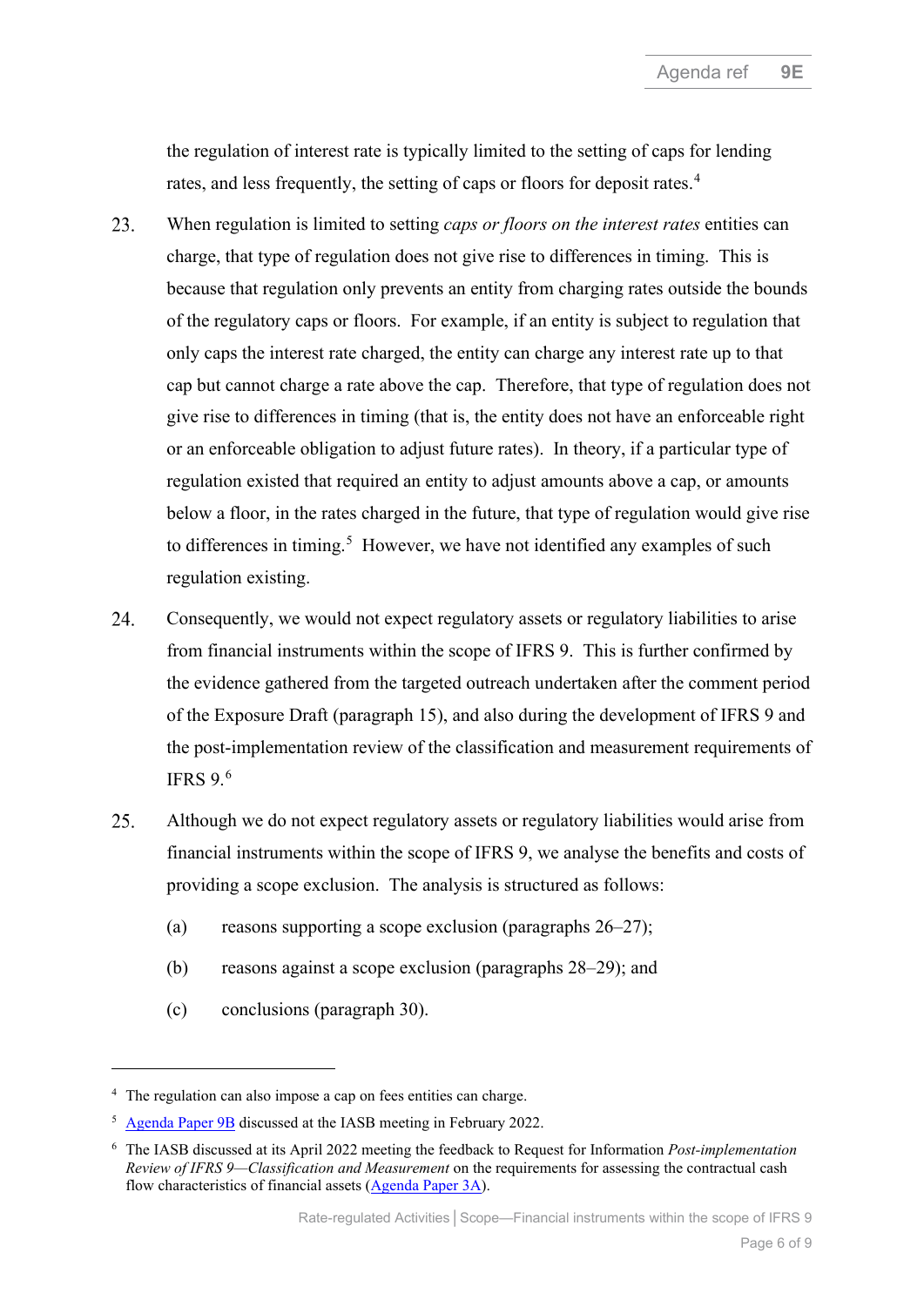the regulation of interest rate is typically limited to the setting of caps for lending rates, and less frequently, the setting of caps or floors for deposit rates.[4]

23. When regulation is limited to setting *caps or floors on the interest rates* entities can charge, that type of regulation does not give rise to differences in timing. This is because that regulation only prevents an entity from charging rates outside the bounds of the regulatory caps or floors. For example, if an entity is subject to regulation that only caps the interest rate charged, the entity can charge any interest rate up to that cap but cannot charge a rate above the cap. Therefore, that type of regulation does not give rise to differences in timing (that is, the entity does not have an enforceable right or an enforceable obligation to adjust future rates). In theory, if a particular type of regulation existed that required an entity to adjust amounts above a cap, or amounts below a floor, in the rates charged in the future, that type of regulation would give rise to differences in timing.[5] However, we have not identified any examples of such regulation existing.

24. Consequently, we would not expect regulatory assets or regulatory liabilities to arise from financial instruments within the scope of IFRS 9. This is further confirmed by the evidence gathered from the targeted outreach undertaken after the comment period of the Exposure Draft (paragraph 15), and also during the development of IFRS 9 and the post-implementation review of the classification and measurement requirements of IFRS 9.[6]

25. Although we do not expect regulatory assets or regulatory liabilities would arise from financial instruments within the scope of IFRS 9, we analyse the benefits and costs of providing a scope exclusion. The analysis is structured as follows:

    (a) reasons supporting a scope exclusion (paragraphs 26–27);

    (b) reasons against a scope exclusion (paragraphs 28–29); and

    (c) conclusions (paragraph 30).

---

[4] The regulation can also impose a cap on fees entities can charge.

[5] Agenda Paper 9B discussed at the IASB meeting in February 2022.

[6] The IASB discussed at its April 2022 meeting the feedback to Request for Information *Post-implementation Review of IFRS 9—Classification and Measurement* on the requirements for assessing the contractual cash flow characteristics of financial assets (Agenda Paper 3A).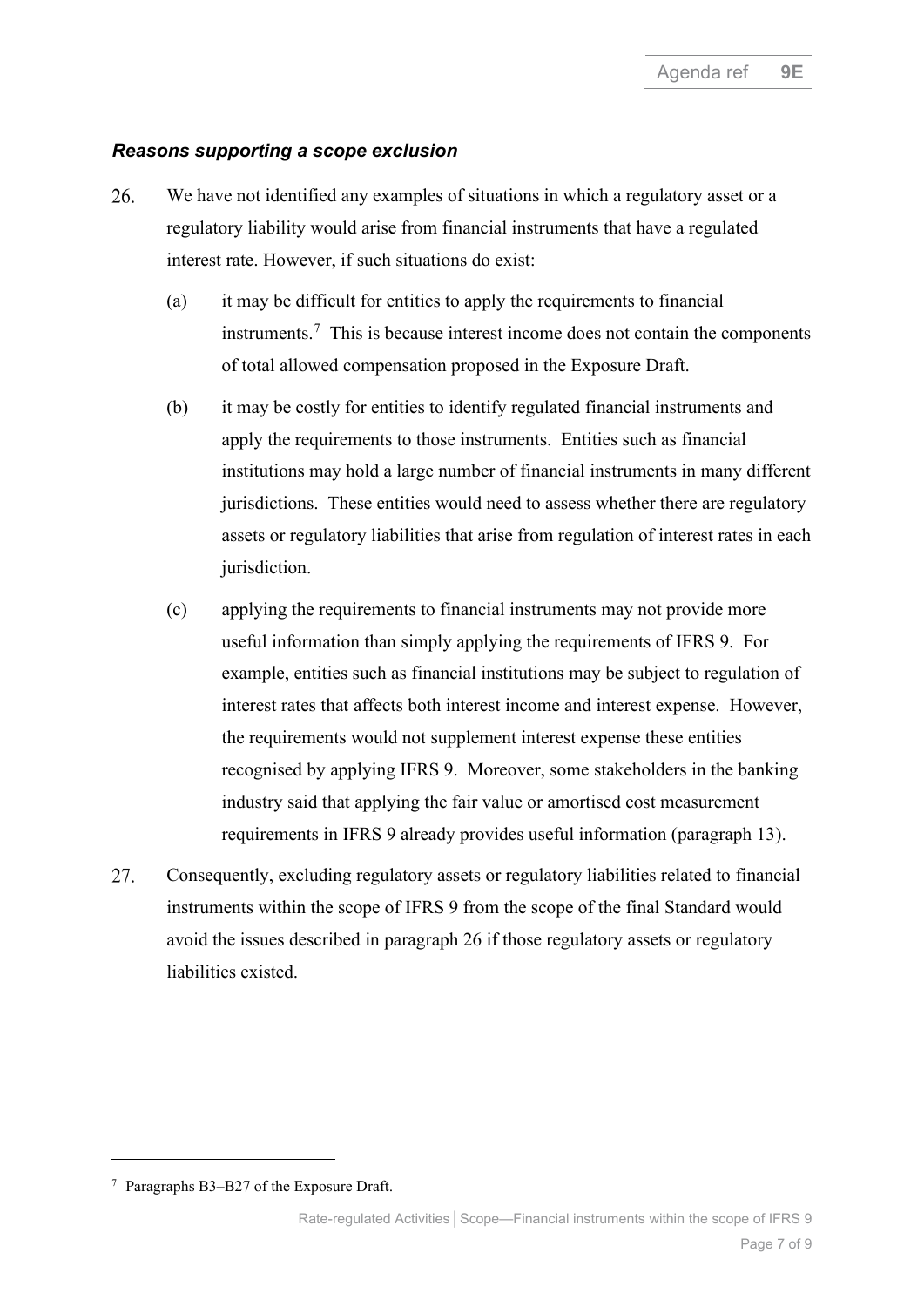### *Reasons supporting a scope exclusion*

26. We have not identified any examples of situations in which a regulatory asset or a regulatory liability would arise from financial instruments that have a regulated interest rate. However, if such situations do exist:

    (a) it may be difficult for entities to apply the requirements to financial instruments.[7] This is because interest income does not contain the components of total allowed compensation proposed in the Exposure Draft.

    (b) it may be costly for entities to identify regulated financial instruments and apply the requirements to those instruments. Entities such as financial institutions may hold a large number of financial instruments in many different jurisdictions. These entities would need to assess whether there are regulatory assets or regulatory liabilities that arise from regulation of interest rates in each jurisdiction.

    (c) applying the requirements to financial instruments may not provide more useful information than simply applying the requirements of IFRS 9. For example, entities such as financial institutions may be subject to regulation of interest rates that affects both interest income and interest expense. However, the requirements would not supplement interest expense these entities recognised by applying IFRS 9. Moreover, some stakeholders in the banking industry said that applying the fair value or amortised cost measurement requirements in IFRS 9 already provides useful information (paragraph 13).

27. Consequently, excluding regulatory assets or regulatory liabilities related to financial instruments within the scope of IFRS 9 from the scope of the final Standard would avoid the issues described in paragraph 26 if those regulatory assets or regulatory liabilities existed.

---

[7] Paragraphs B3–B27 of the Exposure Draft.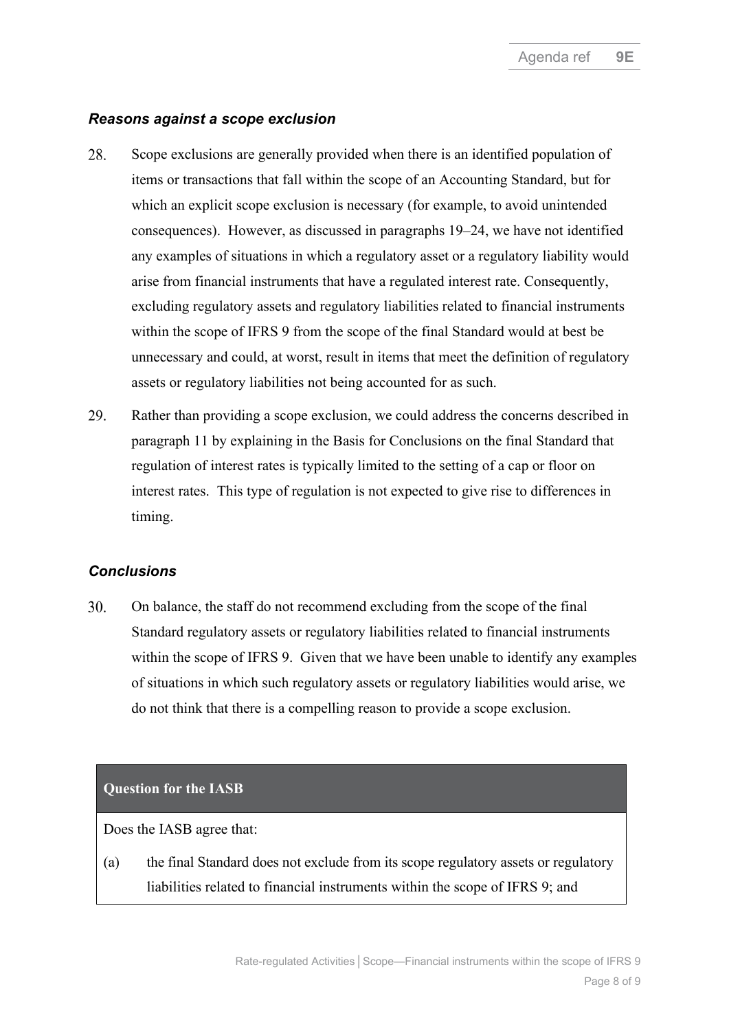### *Reasons against a scope exclusion*

28. Scope exclusions are generally provided when there is an identified population of items or transactions that fall within the scope of an Accounting Standard, but for which an explicit scope exclusion is necessary (for example, to avoid unintended consequences). However, as discussed in paragraphs 19–24, we have not identified any examples of situations in which a regulatory asset or a regulatory liability would arise from financial instruments that have a regulated interest rate. Consequently, excluding regulatory assets and regulatory liabilities related to financial instruments within the scope of IFRS 9 from the scope of the final Standard would at best be unnecessary and could, at worst, result in items that meet the definition of regulatory assets or regulatory liabilities not being accounted for as such.

29. Rather than providing a scope exclusion, we could address the concerns described in paragraph 11 by explaining in the Basis for Conclusions on the final Standard that regulation of interest rates is typically limited to the setting of a cap or floor on interest rates. This type of regulation is not expected to give rise to differences in timing.

### *Conclusions*

30. On balance, the staff do not recommend excluding from the scope of the final Standard regulatory assets or regulatory liabilities related to financial instruments within the scope of IFRS 9. Given that we have been unable to identify any examples of situations in which such regulatory assets or regulatory liabilities would arise, we do not think that there is a compelling reason to provide a scope exclusion.

| **Question for the IASB** |
|---|
| Does the IASB agree that:<br><br>(a) the final Standard does not exclude from its scope regulatory assets or regulatory liabilities related to financial instruments within the scope of IFRS 9; and |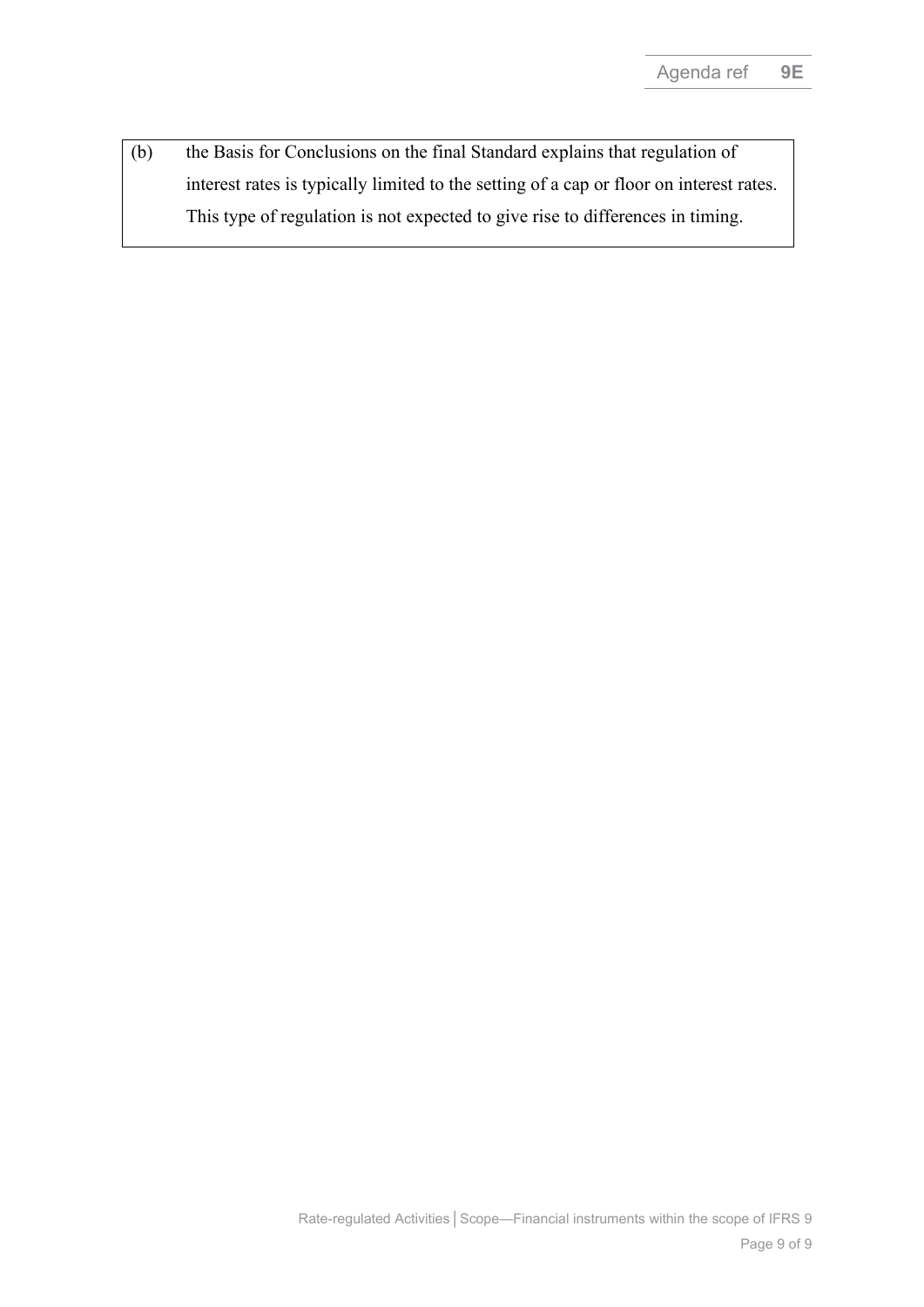(b) the Basis for Conclusions on the final Standard explains that regulation of interest rates is typically limited to the setting of a cap or floor on interest rates. This type of regulation is not expected to give rise to differences in timing.